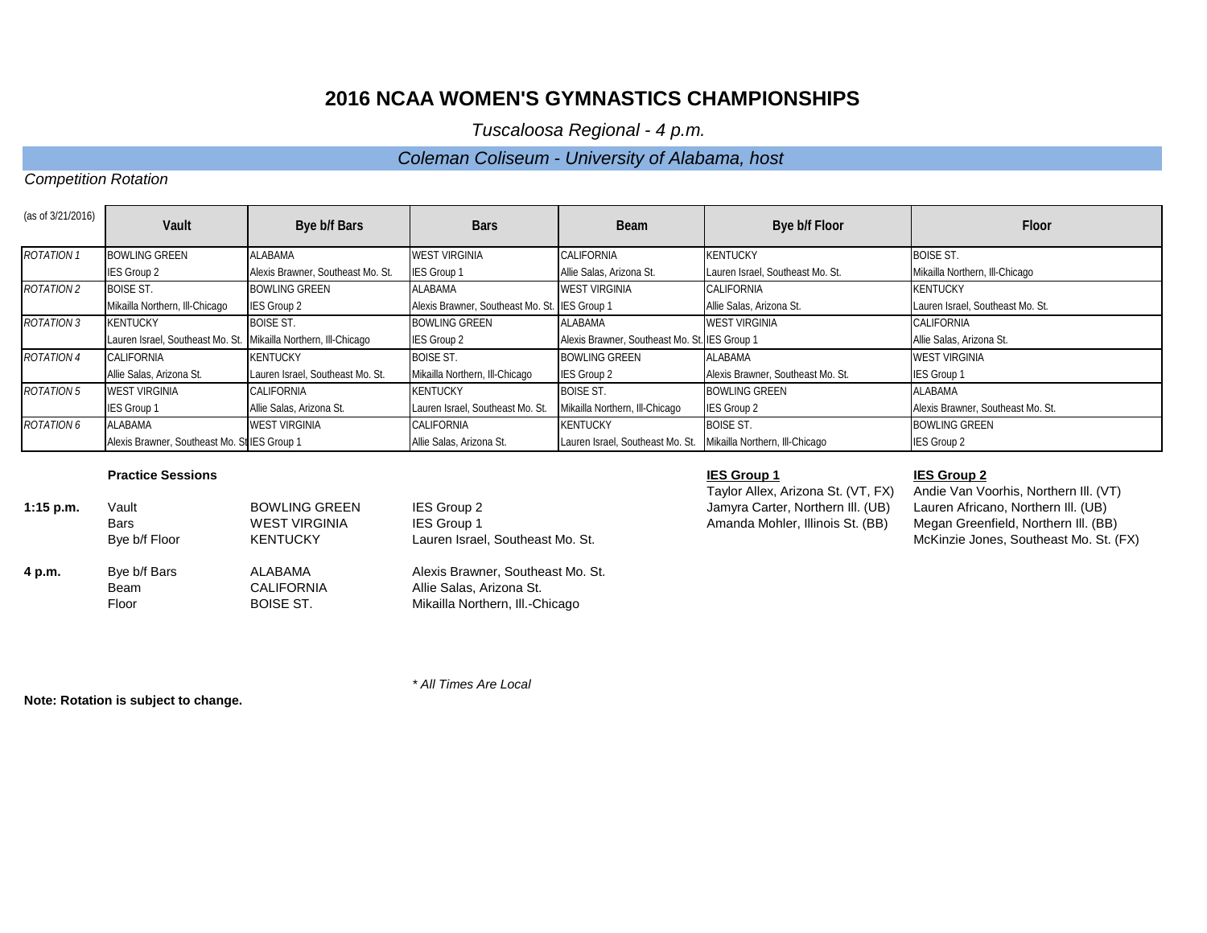# 2016 NCAA WOMEN'S GYMNASTICS CHAMPIONSHIPS

*Tuscaloosa Regional - 4 p.m.*

*Coleman Coliseum - University of Alabama, host*

*Competition Rotation*

| (as of 3/21/2016) | Vault | Bye b/f Bars | Bars | Beam | Bye b/f Floor | Floor |
|---|---|---|---|---|---|---|
| *ROTATION 1* | BOWLING GREEN | ALABAMA | WEST VIRGINIA | CALIFORNIA | KENTUCKY | BOISE ST. |
| | IES Group 2 | Alexis Brawner, Southeast Mo. St. | IES Group 1 | Allie Salas, Arizona St. | Lauren Israel, Southeast Mo. St. | Mikailla Northern, Ill-Chicago |
| *ROTATION 2* | BOISE ST. | BOWLING GREEN | ALABAMA | WEST VIRGINIA | CALIFORNIA | KENTUCKY |
| | Mikailla Northern, Ill-Chicago | IES Group 2 | Alexis Brawner, Southeast Mo. St. | IES Group 1 | Allie Salas, Arizona St. | Lauren Israel, Southeast Mo. St. |
| *ROTATION 3* | KENTUCKY | BOISE ST. | BOWLING GREEN | ALABAMA | WEST VIRGINIA | CALIFORNIA |
| | Lauren Israel, Southeast Mo. St. | Mikailla Northern, Ill-Chicago | IES Group 2 | Alexis Brawner, Southeast Mo. St. | IES Group 1 | Allie Salas, Arizona St. |
| *ROTATION 4* | CALIFORNIA | KENTUCKY | BOISE ST. | BOWLING GREEN | ALABAMA | WEST VIRGINIA |
| | Allie Salas, Arizona St. | Lauren Israel, Southeast Mo. St. | Mikailla Northern, Ill-Chicago | IES Group 2 | Alexis Brawner, Southeast Mo. St. | IES Group 1 |
| *ROTATION 5* | WEST VIRGINIA | CALIFORNIA | KENTUCKY | BOISE ST. | BOWLING GREEN | ALABAMA |
| | IES Group 1 | Allie Salas, Arizona St. | Lauren Israel, Southeast Mo. St. | Mikailla Northern, Ill-Chicago | IES Group 2 | Alexis Brawner, Southeast Mo. St. |
| *ROTATION 6* | ALABAMA | WEST VIRGINIA | CALIFORNIA | KENTUCKY | BOISE ST. | BOWLING GREEN |
| | Alexis Brawner, Southeast Mo. St. | IES Group 1 | Allie Salas, Arizona St. | Lauren Israel, Southeast Mo. St. | Mikailla Northern, Ill-Chicago | IES Group 2 |

**Practice Sessions**

| | | | |
|---|---|---|---|
| **1:15 p.m.** | Vault | BOWLING GREEN | IES Group 2 |
| | Bars | WEST VIRGINIA | IES Group 1 |
| | Bye b/f Floor | KENTUCKY | Lauren Israel, Southeast Mo. St. |
| **4 p.m.** | Bye b/f Bars | ALABAMA | Alexis Brawner, Southeast Mo. St. |
| | Beam | CALIFORNIA | Allie Salas, Arizona St. |
| | Floor | BOISE ST. | Mikailla Northern, Ill.-Chicago |

**IES Group 1**

Taylor Allex, Arizona St. (VT, FX)
Jamyra Carter, Northern Ill. (UB)
Amanda Mohler, Illinois St. (BB)

**IES Group 2**

Andie Van Voorhis, Northern Ill. (VT)
Lauren Africano, Northern Ill. (UB)
Megan Greenfield, Northern Ill. (BB)
McKinzie Jones, Southeast Mo. St. (FX)

*\* All Times Are Local*

**Note: Rotation is subject to change.**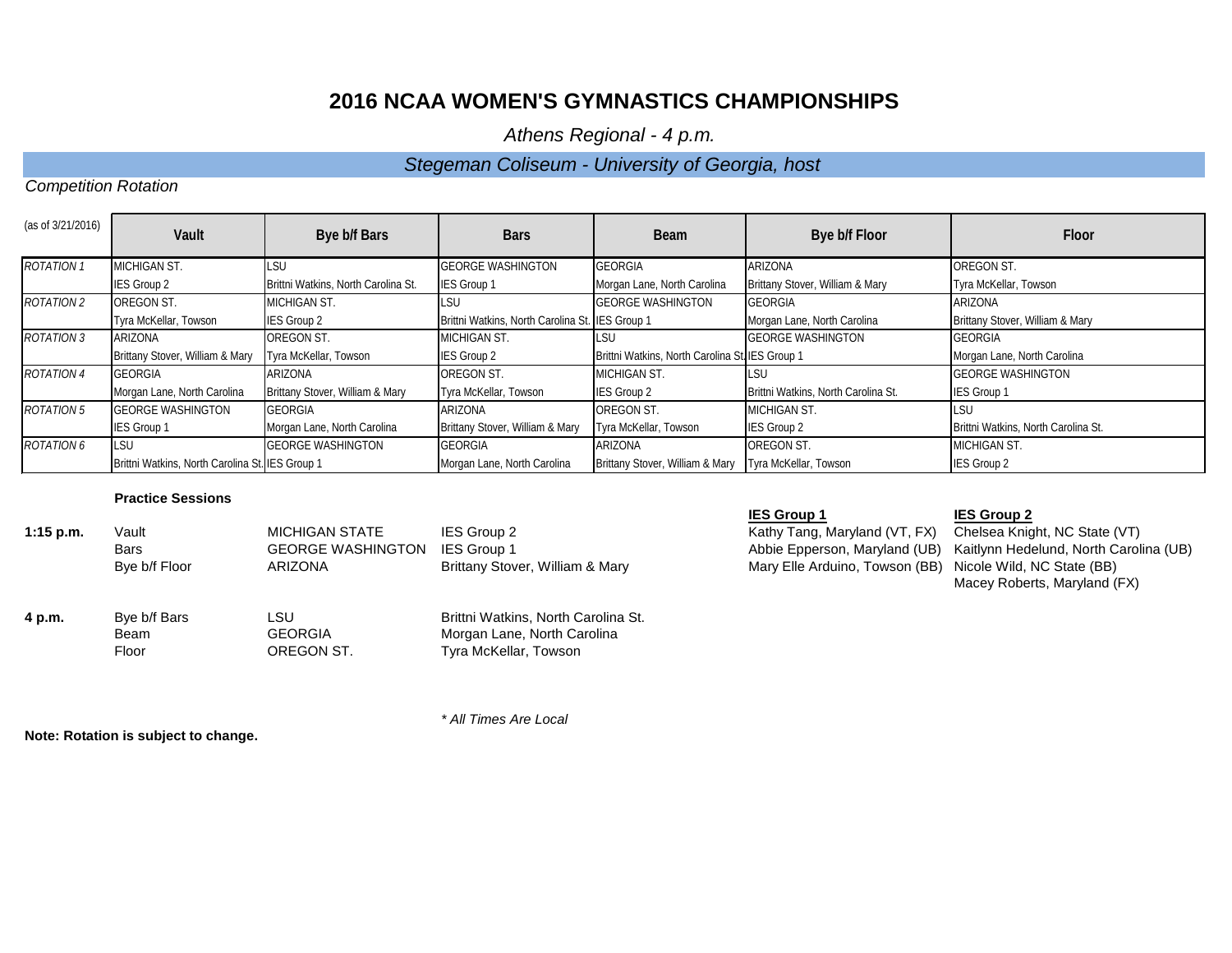# 2016 NCAA WOMEN'S GYMNASTICS CHAMPIONSHIPS

*Athens Regional - 4 p.m.*

*Stegeman Coliseum - University of Georgia, host*

*Competition Rotation*

| (as of 3/21/2016) | Vault | Bye b/f Bars | Bars | Beam | Bye b/f Floor | Floor |
|---|---|---|---|---|---|---|
| *ROTATION 1* | MICHIGAN ST. | LSU | GEORGE WASHINGTON | GEORGIA | ARIZONA | OREGON ST. |
| | IES Group 2 | Brittni Watkins, North Carolina St. | IES Group 1 | Morgan Lane, North Carolina | Brittany Stover, William & Mary | Tyra McKellar, Towson |
| *ROTATION 2* | OREGON ST. | MICHIGAN ST. | LSU | GEORGE WASHINGTON | GEORGIA | ARIZONA |
| | Tyra McKellar, Towson | IES Group 2 | Brittni Watkins, North Carolina St. | IES Group 1 | Morgan Lane, North Carolina | Brittany Stover, William & Mary |
| *ROTATION 3* | ARIZONA | OREGON ST. | MICHIGAN ST. | LSU | GEORGE WASHINGTON | GEORGIA |
| | Brittany Stover, William & Mary | Tyra McKellar, Towson | IES Group 2 | Brittni Watkins, North Carolina St. | IES Group 1 | Morgan Lane, North Carolina |
| *ROTATION 4* | GEORGIA | ARIZONA | OREGON ST. | MICHIGAN ST. | LSU | GEORGE WASHINGTON |
| | Morgan Lane, North Carolina | Brittany Stover, William & Mary | Tyra McKellar, Towson | IES Group 2 | Brittni Watkins, North Carolina St. | IES Group 1 |
| *ROTATION 5* | GEORGE WASHINGTON | GEORGIA | ARIZONA | OREGON ST. | MICHIGAN ST. | LSU |
| | IES Group 1 | Morgan Lane, North Carolina | Brittany Stover, William & Mary | Tyra McKellar, Towson | IES Group 2 | Brittni Watkins, North Carolina St. |
| *ROTATION 6* | LSU | GEORGE WASHINGTON | GEORGIA | ARIZONA | OREGON ST. | MICHIGAN ST. |
| | Brittni Watkins, North Carolina St. | IES Group 1 | Morgan Lane, North Carolina | Brittany Stover, William & Mary | Tyra McKellar, Towson | IES Group 2 |

**Practice Sessions**

| | | | |
|---|---|---|---|
| **1:15 p.m.** | Vault | MICHIGAN STATE | IES Group 2 |
| | Bars | GEORGE WASHINGTON | IES Group 1 |
| | Bye b/f Floor | ARIZONA | Brittany Stover, William & Mary |
| **4 p.m.** | Bye b/f Bars | LSU | Brittni Watkins, North Carolina St. |
| | Beam | GEORGIA | Morgan Lane, North Carolina |
| | Floor | OREGON ST. | Tyra McKellar, Towson |

| IES Group 1 | IES Group 2 |
|---|---|
| Kathy Tang, Maryland (VT, FX) | Chelsea Knight, NC State (VT) |
| Abbie Epperson, Maryland (UB) | Kaitlynn Hedelund, North Carolina (UB) |
| Mary Elle Arduino, Towson (BB) | Nicole Wild, NC State (BB) |
| | Macey Roberts, Maryland (FX) |

*\* All Times Are Local*

**Note: Rotation is subject to change.**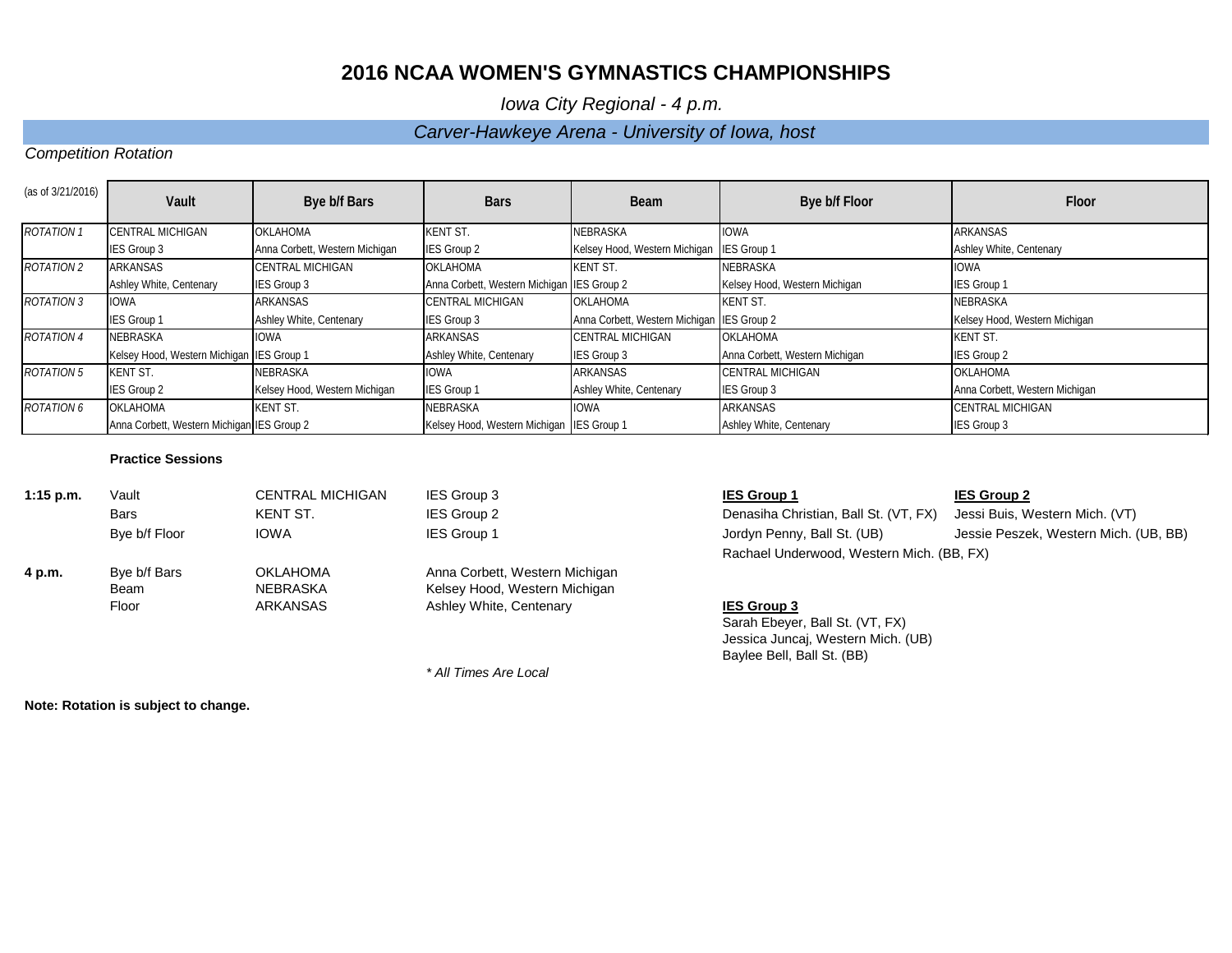# 2016 NCAA WOMEN'S GYMNASTICS CHAMPIONSHIPS

*Iowa City Regional - 4 p.m.*

*Carver-Hawkeye Arena - University of Iowa, host*

*Competition Rotation*

| (as of 3/21/2016) | Vault | Bye b/f Bars | Bars | Beam | Bye b/f Floor | Floor |
|---|---|---|---|---|---|---|
| *ROTATION 1* | CENTRAL MICHIGAN | OKLAHOMA | KENT ST. | NEBRASKA | IOWA | ARKANSAS |
| | IES Group 3 | Anna Corbett, Western Michigan | IES Group 2 | Kelsey Hood, Western Michigan | IES Group 1 | Ashley White, Centenary |
| *ROTATION 2* | ARKANSAS | CENTRAL MICHIGAN | OKLAHOMA | KENT ST. | NEBRASKA | IOWA |
| | Ashley White, Centenary | IES Group 3 | Anna Corbett, Western Michigan | IES Group 2 | Kelsey Hood, Western Michigan | IES Group 1 |
| *ROTATION 3* | IOWA | ARKANSAS | CENTRAL MICHIGAN | OKLAHOMA | KENT ST. | NEBRASKA |
| | IES Group 1 | Ashley White, Centenary | IES Group 3 | Anna Corbett, Western Michigan | IES Group 2 | Kelsey Hood, Western Michigan |
| *ROTATION 4* | NEBRASKA | IOWA | ARKANSAS | CENTRAL MICHIGAN | OKLAHOMA | KENT ST. |
| | Kelsey Hood, Western Michigan | IES Group 1 | Ashley White, Centenary | IES Group 3 | Anna Corbett, Western Michigan | IES Group 2 |
| *ROTATION 5* | KENT ST. | NEBRASKA | IOWA | ARKANSAS | CENTRAL MICHIGAN | OKLAHOMA |
| | IES Group 2 | Kelsey Hood, Western Michigan | IES Group 1 | Ashley White, Centenary | IES Group 3 | Anna Corbett, Western Michigan |
| *ROTATION 6* | OKLAHOMA | KENT ST. | NEBRASKA | IOWA | ARKANSAS | CENTRAL MICHIGAN |
| | Anna Corbett, Western Michigan | IES Group 2 | Kelsey Hood, Western Michigan | IES Group 1 | Ashley White, Centenary | IES Group 3 |

**Practice Sessions**

| Time | Event | Team | Individuals |
|---|---|---|---|
| **1:15 p.m.** | Vault | CENTRAL MICHIGAN | IES Group 3 |
| | Bars | KENT ST. | IES Group 2 |
| | Bye b/f Floor | IOWA | IES Group 1 |
| **4 p.m.** | Bye b/f Bars | OKLAHOMA | Anna Corbett, Western Michigan |
| | Beam | NEBRASKA | Kelsey Hood, Western Michigan |
| | Floor | ARKANSAS | Ashley White, Centenary |

**IES Group 1**
- Denasiha Christian, Ball St. (VT, FX)
- Jordyn Penny, Ball St. (UB)
- Rachael Underwood, Western Mich. (BB, FX)

**IES Group 2**
- Jessi Buis, Western Mich. (VT)
- Jessie Peszek, Western Mich. (UB, BB)

**IES Group 3**
- Sarah Ebeyer, Ball St. (VT, FX)
- Jessica Juncaj, Western Mich. (UB)
- Baylee Bell, Ball St. (BB)

*\* All Times Are Local*

**Note: Rotation is subject to change.**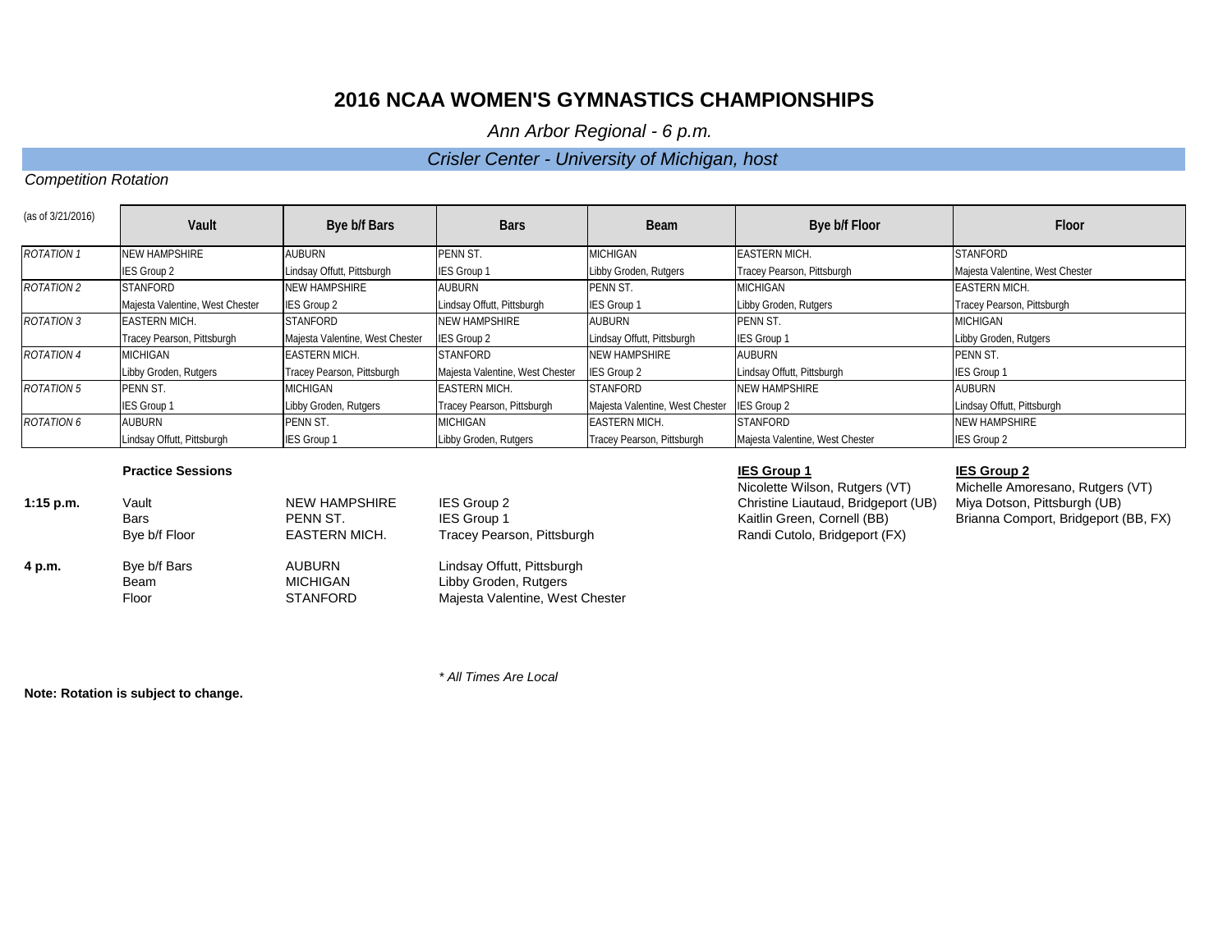# 2016 NCAA WOMEN'S GYMNASTICS CHAMPIONSHIPS

*Ann Arbor Regional - 6 p.m.*

*Crisler Center - University of Michigan, host*

*Competition Rotation*

| (as of 3/21/2016) | Vault | Bye b/f Bars | Bars | Beam | Bye b/f Floor | Floor |
|---|---|---|---|---|---|---|
| *ROTATION 1* | NEW HAMPSHIRE | AUBURN | PENN ST. | MICHIGAN | EASTERN MICH. | STANFORD |
| | IES Group 2 | Lindsay Offutt, Pittsburgh | IES Group 1 | Libby Groden, Rutgers | Tracey Pearson, Pittsburgh | Majesta Valentine, West Chester |
| *ROTATION 2* | STANFORD | NEW HAMPSHIRE | AUBURN | PENN ST. | MICHIGAN | EASTERN MICH. |
| | Majesta Valentine, West Chester | IES Group 2 | Lindsay Offutt, Pittsburgh | IES Group 1 | Libby Groden, Rutgers | Tracey Pearson, Pittsburgh |
| *ROTATION 3* | EASTERN MICH. | STANFORD | NEW HAMPSHIRE | AUBURN | PENN ST. | MICHIGAN |
| | Tracey Pearson, Pittsburgh | Majesta Valentine, West Chester | IES Group 2 | Lindsay Offutt, Pittsburgh | IES Group 1 | Libby Groden, Rutgers |
| *ROTATION 4* | MICHIGAN | EASTERN MICH. | STANFORD | NEW HAMPSHIRE | AUBURN | PENN ST. |
| | Libby Groden, Rutgers | Tracey Pearson, Pittsburgh | Majesta Valentine, West Chester | IES Group 2 | Lindsay Offutt, Pittsburgh | IES Group 1 |
| *ROTATION 5* | PENN ST. | MICHIGAN | EASTERN MICH. | STANFORD | NEW HAMPSHIRE | AUBURN |
| | IES Group 1 | Libby Groden, Rutgers | Tracey Pearson, Pittsburgh | Majesta Valentine, West Chester | IES Group 2 | Lindsay Offutt, Pittsburgh |
| *ROTATION 6* | AUBURN | PENN ST. | MICHIGAN | EASTERN MICH. | STANFORD | NEW HAMPSHIRE |
| | Lindsay Offutt, Pittsburgh | IES Group 1 | Libby Groden, Rutgers | Tracey Pearson, Pittsburgh | Majesta Valentine, West Chester | IES Group 2 |

**Practice Sessions**

| | | | |
|---|---|---|---|
| **1:15 p.m.** | Vault | NEW HAMPSHIRE | IES Group 2 |
| | Bars | PENN ST. | IES Group 1 |
| | Bye b/f Floor | EASTERN MICH. | Tracey Pearson, Pittsburgh |
| **4 p.m.** | Bye b/f Bars | AUBURN | Lindsay Offutt, Pittsburgh |
| | Beam | MICHIGAN | Libby Groden, Rutgers |
| | Floor | STANFORD | Majesta Valentine, West Chester |

**IES Group 1**

Nicolette Wilson, Rutgers (VT)
Christine Liautaud, Bridgeport (UB)
Kaitlin Green, Cornell (BB)
Randi Cutolo, Bridgeport (FX)

**IES Group 2**

Michelle Amoresano, Rutgers (VT)
Miya Dotson, Pittsburgh (UB)
Brianna Comport, Bridgeport (BB, FX)

*\* All Times Are Local*

**Note: Rotation is subject to change.**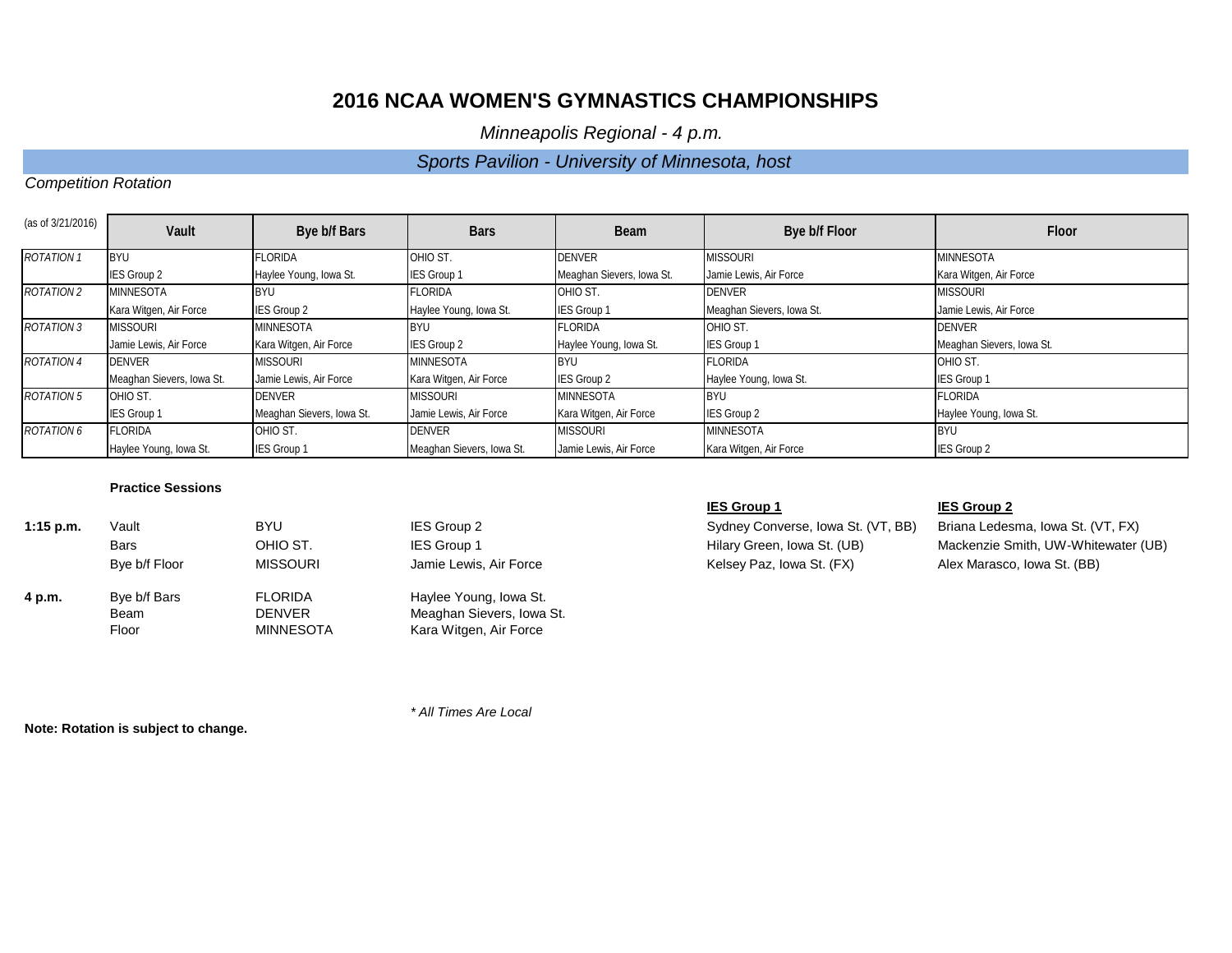# 2016 NCAA WOMEN'S GYMNASTICS CHAMPIONSHIPS

*Minneapolis Regional - 4 p.m.*

*Sports Pavilion - University of Minnesota, host*

*Competition Rotation*

| (as of 3/21/2016) | Vault | Bye b/f Bars | Bars | Beam | Bye b/f Floor | Floor |
|---|---|---|---|---|---|---|
| *ROTATION 1* | BYU | FLORIDA | OHIO ST. | DENVER | MISSOURI | MINNESOTA |
| | IES Group 2 | Haylee Young, Iowa St. | IES Group 1 | Meaghan Sievers, Iowa St. | Jamie Lewis, Air Force | Kara Witgen, Air Force |
| *ROTATION 2* | MINNESOTA | BYU | FLORIDA | OHIO ST. | DENVER | MISSOURI |
| | Kara Witgen, Air Force | IES Group 2 | Haylee Young, Iowa St. | IES Group 1 | Meaghan Sievers, Iowa St. | Jamie Lewis, Air Force |
| *ROTATION 3* | MISSOURI | MINNESOTA | BYU | FLORIDA | OHIO ST. | DENVER |
| | Jamie Lewis, Air Force | Kara Witgen, Air Force | IES Group 2 | Haylee Young, Iowa St. | IES Group 1 | Meaghan Sievers, Iowa St. |
| *ROTATION 4* | DENVER | MISSOURI | MINNESOTA | BYU | FLORIDA | OHIO ST. |
| | Meaghan Sievers, Iowa St. | Jamie Lewis, Air Force | Kara Witgen, Air Force | IES Group 2 | Haylee Young, Iowa St. | IES Group 1 |
| *ROTATION 5* | OHIO ST. | DENVER | MISSOURI | MINNESOTA | BYU | FLORIDA |
| | IES Group 1 | Meaghan Sievers, Iowa St. | Jamie Lewis, Air Force | Kara Witgen, Air Force | IES Group 2 | Haylee Young, Iowa St. |
| *ROTATION 6* | FLORIDA | OHIO ST. | DENVER | MISSOURI | MINNESOTA | BYU |
| | Haylee Young, Iowa St. | IES Group 1 | Meaghan Sievers, Iowa St. | Jamie Lewis, Air Force | Kara Witgen, Air Force | IES Group 2 |

**Practice Sessions**

| | | | |
|---|---|---|---|
| **1:15 p.m.** | Vault | BYU | IES Group 2 |
| | Bars | OHIO ST. | IES Group 1 |
| | Bye b/f Floor | MISSOURI | Jamie Lewis, Air Force |
| **4 p.m.** | Bye b/f Bars | FLORIDA | Haylee Young, Iowa St. |
| | Beam | DENVER | Meaghan Sievers, Iowa St. |
| | Floor | MINNESOTA | Kara Witgen, Air Force |

| **IES Group 1** | **IES Group 2** |
|---|---|
| Sydney Converse, Iowa St. (VT, BB) | Briana Ledesma, Iowa St. (VT, FX) |
| Hilary Green, Iowa St. (UB) | Mackenzie Smith, UW-Whitewater (UB) |
| Kelsey Paz, Iowa St. (FX) | Alex Marasco, Iowa St. (BB) |

*\* All Times Are Local*

**Note: Rotation is subject to change.**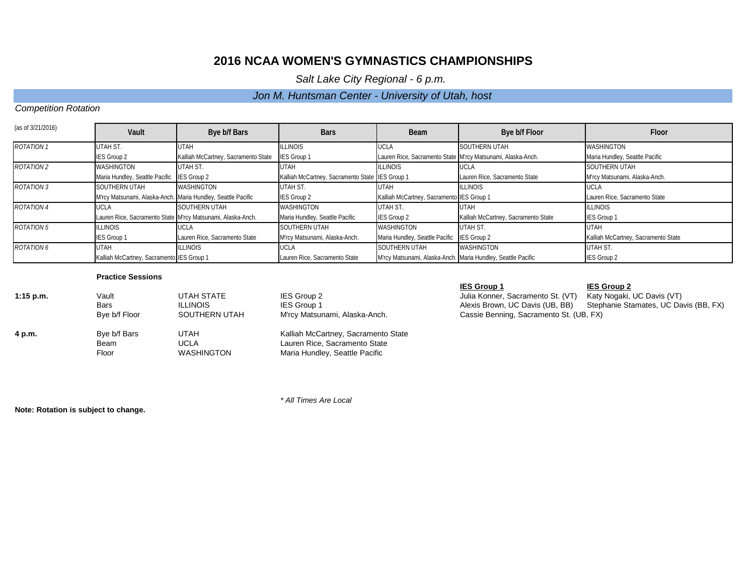# 2016 NCAA WOMEN'S GYMNASTICS CHAMPIONSHIPS

*Salt Lake City Regional - 6 p.m.*

*Jon M. Huntsman Center - University of Utah, host*

*Competition Rotation*

| (as of 3/21/2016) | Vault | Bye b/f Bars | Bars | Beam | Bye b/f Floor | Floor |
|---|---|---|---|---|---|---|
| *ROTATION 1* | UTAH ST. | UTAH | ILLINOIS | UCLA | SOUTHERN UTAH | WASHINGTON |
| | IES Group 2 | Kalliah McCartney, Sacramento State | IES Group 1 | Lauren Rice, Sacramento State | M'rcy Matsunami, Alaska-Anch. | Maria Hundley, Seattle Pacific |
| *ROTATION 2* | WASHINGTON | UTAH ST. | UTAH | ILLINOIS | UCLA | SOUTHERN UTAH |
| | Maria Hundley, Seattle Pacific | IES Group 2 | Kalliah McCartney, Sacramento State | IES Group 1 | Lauren Rice, Sacramento State | M'rcy Matsunami, Alaska-Anch. |
| *ROTATION 3* | SOUTHERN UTAH | WASHINGTON | UTAH ST. | UTAH | ILLINOIS | UCLA |
| | M'rcy Matsunami, Alaska-Anch. | Maria Hundley, Seattle Pacific | IES Group 2 | Kalliah McCartney, Sacramento | IES Group 1 | Lauren Rice, Sacramento State |
| *ROTATION 4* | UCLA | SOUTHERN UTAH | WASHINGTON | UTAH ST. | UTAH | ILLINOIS |
| | Lauren Rice, Sacramento State | M'rcy Matsunami, Alaska-Anch. | Maria Hundley, Seattle Pacific | IES Group 2 | Kalliah McCartney, Sacramento State | IES Group 1 |
| *ROTATION 5* | ILLINOIS | UCLA | SOUTHERN UTAH | WASHINGTON | UTAH ST. | UTAH |
| | IES Group 1 | Lauren Rice, Sacramento State | M'rcy Matsunami, Alaska-Anch. | Maria Hundley, Seattle Pacific | IES Group 2 | Kalliah McCartney, Sacramento State |
| *ROTATION 6* | UTAH | ILLINOIS | UCLA | SOUTHERN UTAH | WASHINGTON | UTAH ST. |
| | Kalliah McCartney, Sacramento | IES Group 1 | Lauren Rice, Sacramento State | M'rcy Matsunami, Alaska-Anch. | Maria Hundley, Seattle Pacific | IES Group 2 |

**Practice Sessions**

| | | | |
|---|---|---|---|
| **1:15 p.m.** | Vault | UTAH STATE | IES Group 2 |
| | Bars | ILLINOIS | IES Group 1 |
| | Bye b/f Floor | SOUTHERN UTAH | M'rcy Matsunami, Alaska-Anch. |
| **4 p.m.** | Bye b/f Bars | UTAH | Kalliah McCartney, Sacramento State |
| | Beam | UCLA | Lauren Rice, Sacramento State |
| | Floor | WASHINGTON | Maria Hundley, Seattle Pacific |

**IES Group 1**

Julia Konner, Sacramento St. (VT)
Alexis Brown, UC Davis (UB, BB)
Cassie Benning, Sacramento St. (UB, FX)

**IES Group 2**

Katy Nogaki, UC Davis (VT)
Stephanie Stamates, UC Davis (BB, FX)

*\* All Times Are Local*

**Note: Rotation is subject to change.**